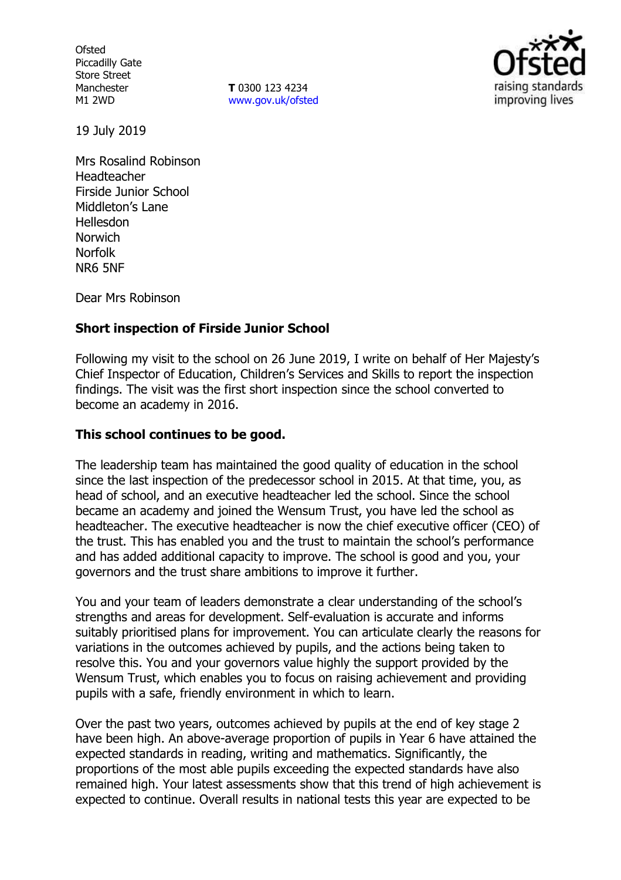Ofsted
Piccadilly Gate
Store Street
Manchester
M1 2WD

**T** 0300 123 4234
www.gov.uk/ofsted

19 July 2019

Mrs Rosalind Robinson
Headteacher
Firside Junior School
Middleton's Lane
Hellesdon
Norwich
Norfolk
NR6 5NF

Dear Mrs Robinson

**Short inspection of Firside Junior School**

Following my visit to the school on 26 June 2019, I write on behalf of Her Majesty's Chief Inspector of Education, Children's Services and Skills to report the inspection findings. The visit was the first short inspection since the school converted to become an academy in 2016.

**This school continues to be good.**

The leadership team has maintained the good quality of education in the school since the last inspection of the predecessor school in 2015. At that time, you, as head of school, and an executive headteacher led the school. Since the school became an academy and joined the Wensum Trust, you have led the school as headteacher. The executive headteacher is now the chief executive officer (CEO) of the trust. This has enabled you and the trust to maintain the school's performance and has added additional capacity to improve. The school is good and you, your governors and the trust share ambitions to improve it further.

You and your team of leaders demonstrate a clear understanding of the school's strengths and areas for development. Self-evaluation is accurate and informs suitably prioritised plans for improvement. You can articulate clearly the reasons for variations in the outcomes achieved by pupils, and the actions being taken to resolve this. You and your governors value highly the support provided by the Wensum Trust, which enables you to focus on raising achievement and providing pupils with a safe, friendly environment in which to learn.

Over the past two years, outcomes achieved by pupils at the end of key stage 2 have been high. An above-average proportion of pupils in Year 6 have attained the expected standards in reading, writing and mathematics. Significantly, the proportions of the most able pupils exceeding the expected standards have also remained high. Your latest assessments show that this trend of high achievement is expected to continue. Overall results in national tests this year are expected to be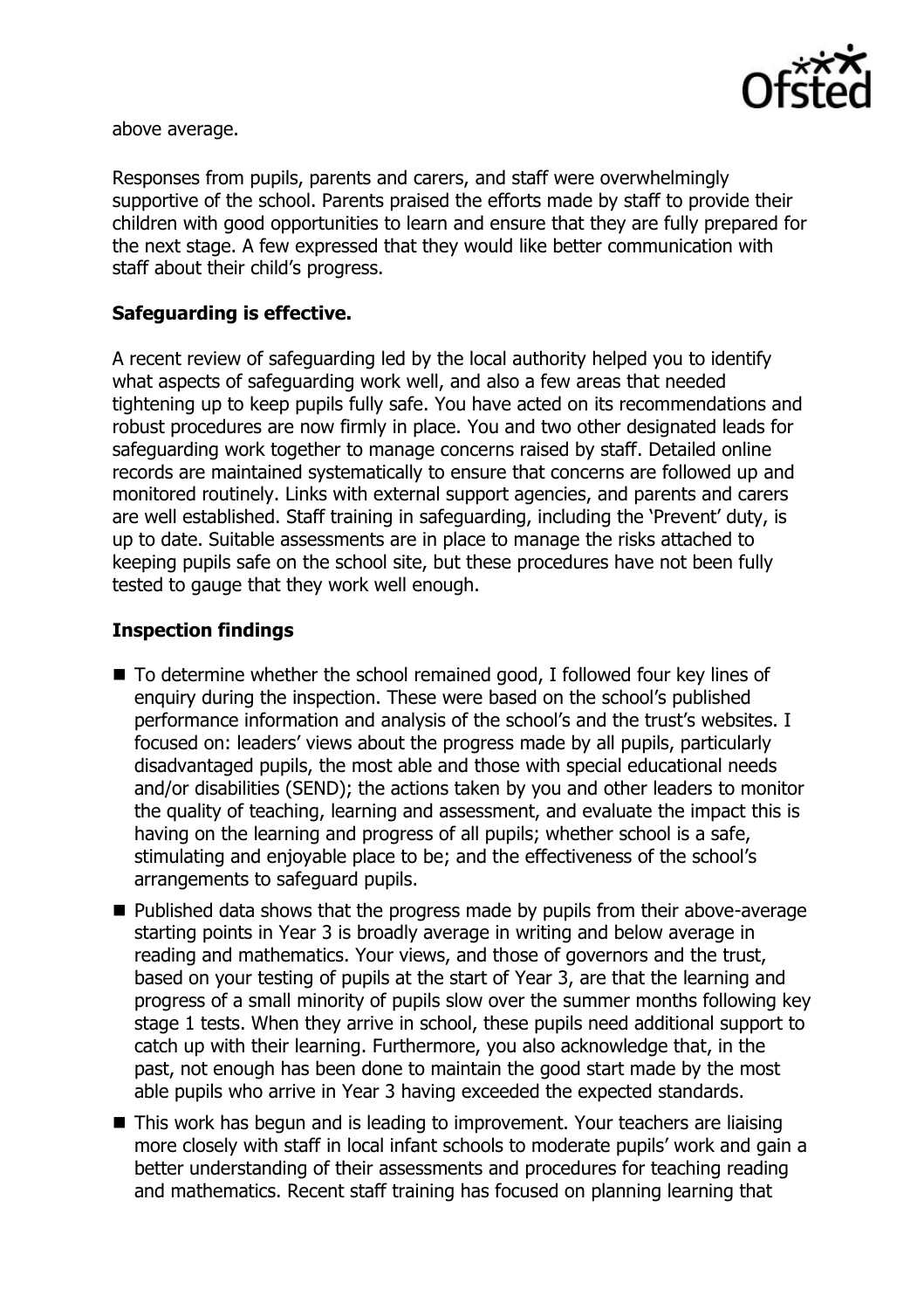above average.

Responses from pupils, parents and carers, and staff were overwhelmingly supportive of the school. Parents praised the efforts made by staff to provide their children with good opportunities to learn and ensure that they are fully prepared for the next stage. A few expressed that they would like better communication with staff about their child's progress.

## Safeguarding is effective.

A recent review of safeguarding led by the local authority helped you to identify what aspects of safeguarding work well, and also a few areas that needed tightening up to keep pupils fully safe. You have acted on its recommendations and robust procedures are now firmly in place. You and two other designated leads for safeguarding work together to manage concerns raised by staff. Detailed online records are maintained systematically to ensure that concerns are followed up and monitored routinely. Links with external support agencies, and parents and carers are well established. Staff training in safeguarding, including the 'Prevent' duty, is up to date. Suitable assessments are in place to manage the risks attached to keeping pupils safe on the school site, but these procedures have not been fully tested to gauge that they work well enough.

## Inspection findings

- To determine whether the school remained good, I followed four key lines of enquiry during the inspection. These were based on the school's published performance information and analysis of the school's and the trust's websites. I focused on: leaders' views about the progress made by all pupils, particularly disadvantaged pupils, the most able and those with special educational needs and/or disabilities (SEND); the actions taken by you and other leaders to monitor the quality of teaching, learning and assessment, and evaluate the impact this is having on the learning and progress of all pupils; whether school is a safe, stimulating and enjoyable place to be; and the effectiveness of the school's arrangements to safeguard pupils.
- Published data shows that the progress made by pupils from their above-average starting points in Year 3 is broadly average in writing and below average in reading and mathematics. Your views, and those of governors and the trust, based on your testing of pupils at the start of Year 3, are that the learning and progress of a small minority of pupils slow over the summer months following key stage 1 tests. When they arrive in school, these pupils need additional support to catch up with their learning. Furthermore, you also acknowledge that, in the past, not enough has been done to maintain the good start made by the most able pupils who arrive in Year 3 having exceeded the expected standards.
- This work has begun and is leading to improvement. Your teachers are liaising more closely with staff in local infant schools to moderate pupils' work and gain a better understanding of their assessments and procedures for teaching reading and mathematics. Recent staff training has focused on planning learning that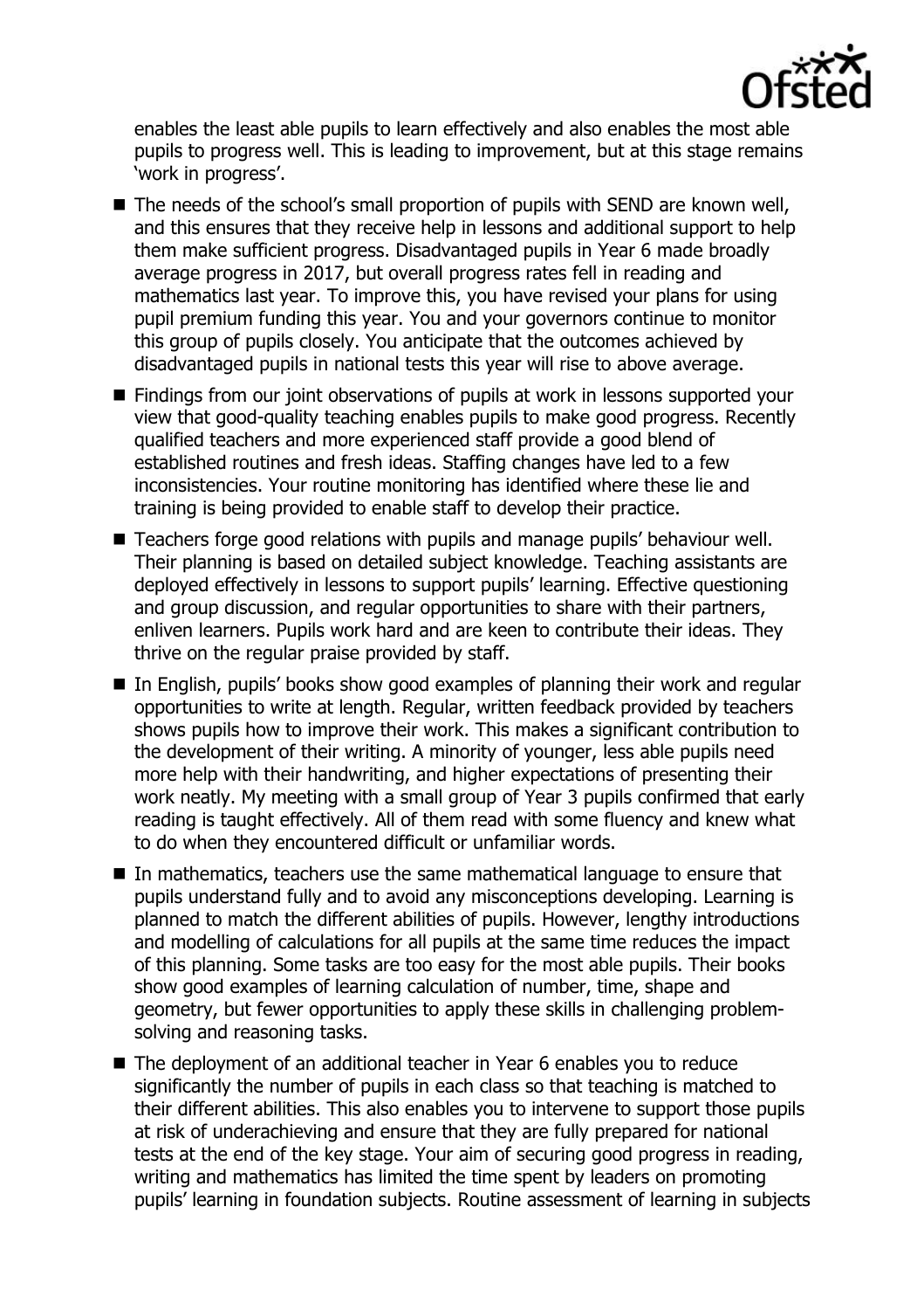enables the least able pupils to learn effectively and also enables the most able pupils to progress well. This is leading to improvement, but at this stage remains 'work in progress'.

- The needs of the school's small proportion of pupils with SEND are known well, and this ensures that they receive help in lessons and additional support to help them make sufficient progress. Disadvantaged pupils in Year 6 made broadly average progress in 2017, but overall progress rates fell in reading and mathematics last year. To improve this, you have revised your plans for using pupil premium funding this year. You and your governors continue to monitor this group of pupils closely. You anticipate that the outcomes achieved by disadvantaged pupils in national tests this year will rise to above average.
- Findings from our joint observations of pupils at work in lessons supported your view that good-quality teaching enables pupils to make good progress. Recently qualified teachers and more experienced staff provide a good blend of established routines and fresh ideas. Staffing changes have led to a few inconsistencies. Your routine monitoring has identified where these lie and training is being provided to enable staff to develop their practice.
- Teachers forge good relations with pupils and manage pupils' behaviour well. Their planning is based on detailed subject knowledge. Teaching assistants are deployed effectively in lessons to support pupils' learning. Effective questioning and group discussion, and regular opportunities to share with their partners, enliven learners. Pupils work hard and are keen to contribute their ideas. They thrive on the regular praise provided by staff.
- In English, pupils' books show good examples of planning their work and regular opportunities to write at length. Regular, written feedback provided by teachers shows pupils how to improve their work. This makes a significant contribution to the development of their writing. A minority of younger, less able pupils need more help with their handwriting, and higher expectations of presenting their work neatly. My meeting with a small group of Year 3 pupils confirmed that early reading is taught effectively. All of them read with some fluency and knew what to do when they encountered difficult or unfamiliar words.
- In mathematics, teachers use the same mathematical language to ensure that pupils understand fully and to avoid any misconceptions developing. Learning is planned to match the different abilities of pupils. However, lengthy introductions and modelling of calculations for all pupils at the same time reduces the impact of this planning. Some tasks are too easy for the most able pupils. Their books show good examples of learning calculation of number, time, shape and geometry, but fewer opportunities to apply these skills in challenging problem-solving and reasoning tasks.
- The deployment of an additional teacher in Year 6 enables you to reduce significantly the number of pupils in each class so that teaching is matched to their different abilities. This also enables you to intervene to support those pupils at risk of underachieving and ensure that they are fully prepared for national tests at the end of the key stage. Your aim of securing good progress in reading, writing and mathematics has limited the time spent by leaders on promoting pupils' learning in foundation subjects. Routine assessment of learning in subjects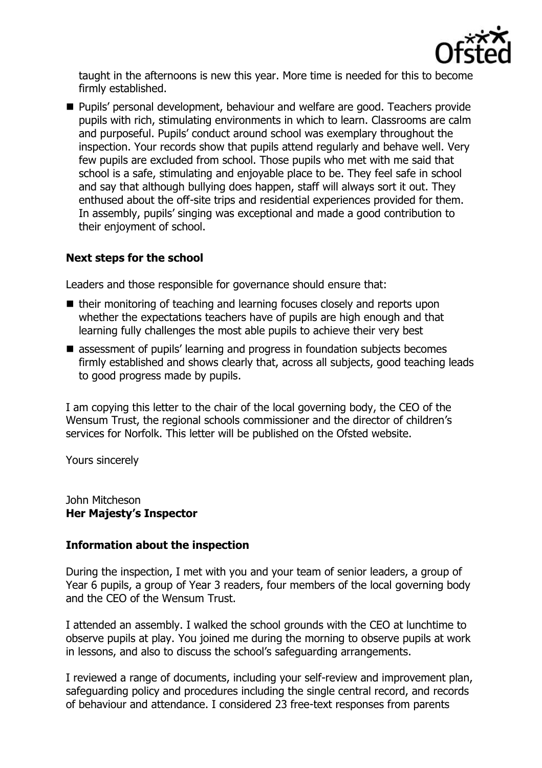taught in the afternoons is new this year. More time is needed for this to become firmly established.

- Pupils' personal development, behaviour and welfare are good. Teachers provide pupils with rich, stimulating environments in which to learn. Classrooms are calm and purposeful. Pupils' conduct around school was exemplary throughout the inspection. Your records show that pupils attend regularly and behave well. Very few pupils are excluded from school. Those pupils who met with me said that school is a safe, stimulating and enjoyable place to be. They feel safe in school and say that although bullying does happen, staff will always sort it out. They enthused about the off-site trips and residential experiences provided for them. In assembly, pupils' singing was exceptional and made a good contribution to their enjoyment of school.

### Next steps for the school

Leaders and those responsible for governance should ensure that:

- their monitoring of teaching and learning focuses closely and reports upon whether the expectations teachers have of pupils are high enough and that learning fully challenges the most able pupils to achieve their very best
- assessment of pupils' learning and progress in foundation subjects becomes firmly established and shows clearly that, across all subjects, good teaching leads to good progress made by pupils.

I am copying this letter to the chair of the local governing body, the CEO of the Wensum Trust, the regional schools commissioner and the director of children's services for Norfolk. This letter will be published on the Ofsted website.

Yours sincerely

John Mitcheson
**Her Majesty's Inspector**

### Information about the inspection

During the inspection, I met with you and your team of senior leaders, a group of Year 6 pupils, a group of Year 3 readers, four members of the local governing body and the CEO of the Wensum Trust.

I attended an assembly. I walked the school grounds with the CEO at lunchtime to observe pupils at play. You joined me during the morning to observe pupils at work in lessons, and also to discuss the school's safeguarding arrangements.

I reviewed a range of documents, including your self-review and improvement plan, safeguarding policy and procedures including the single central record, and records of behaviour and attendance. I considered 23 free-text responses from parents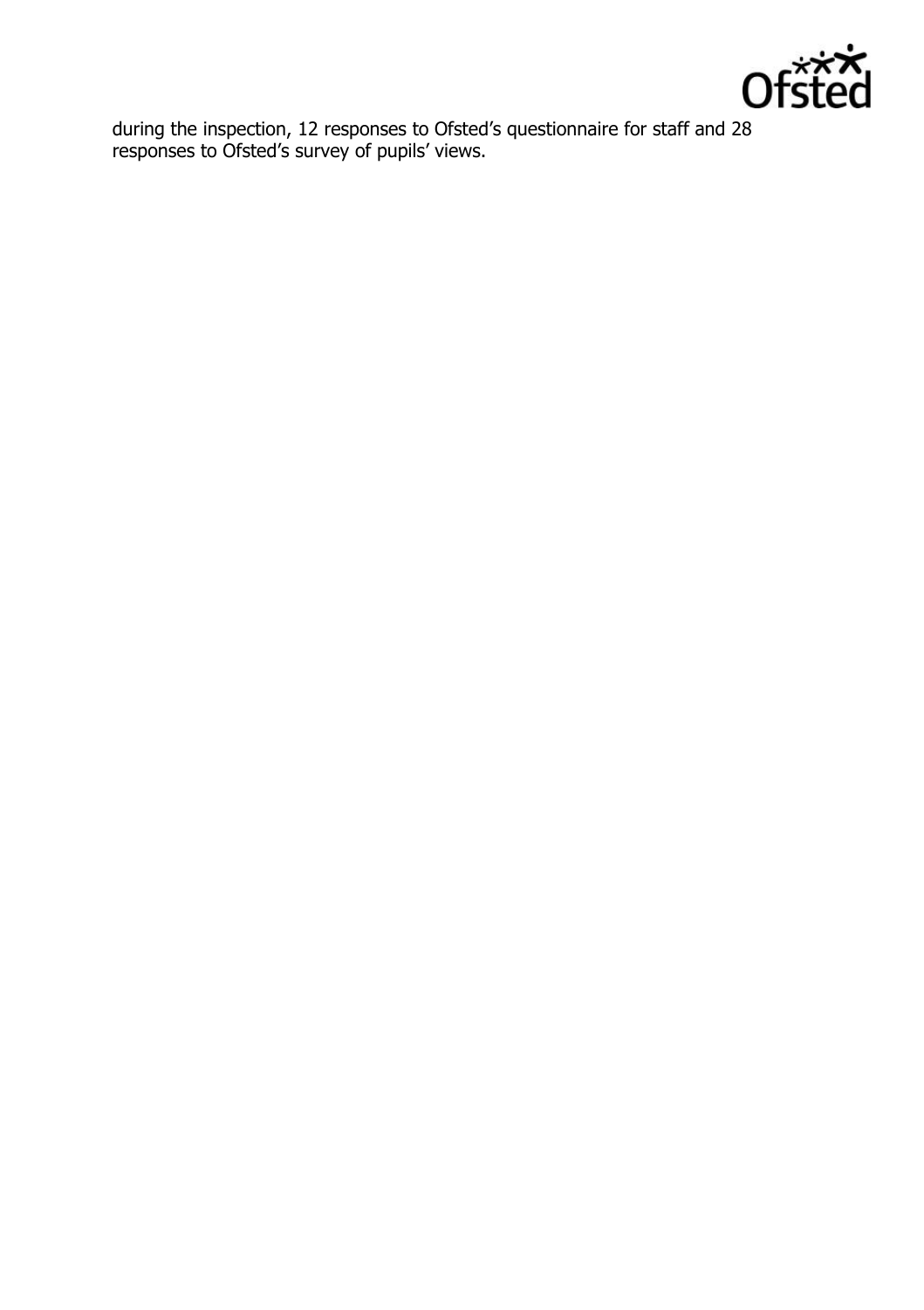during the inspection, 12 responses to Ofsted's questionnaire for staff and 28 responses to Ofsted's survey of pupils' views.